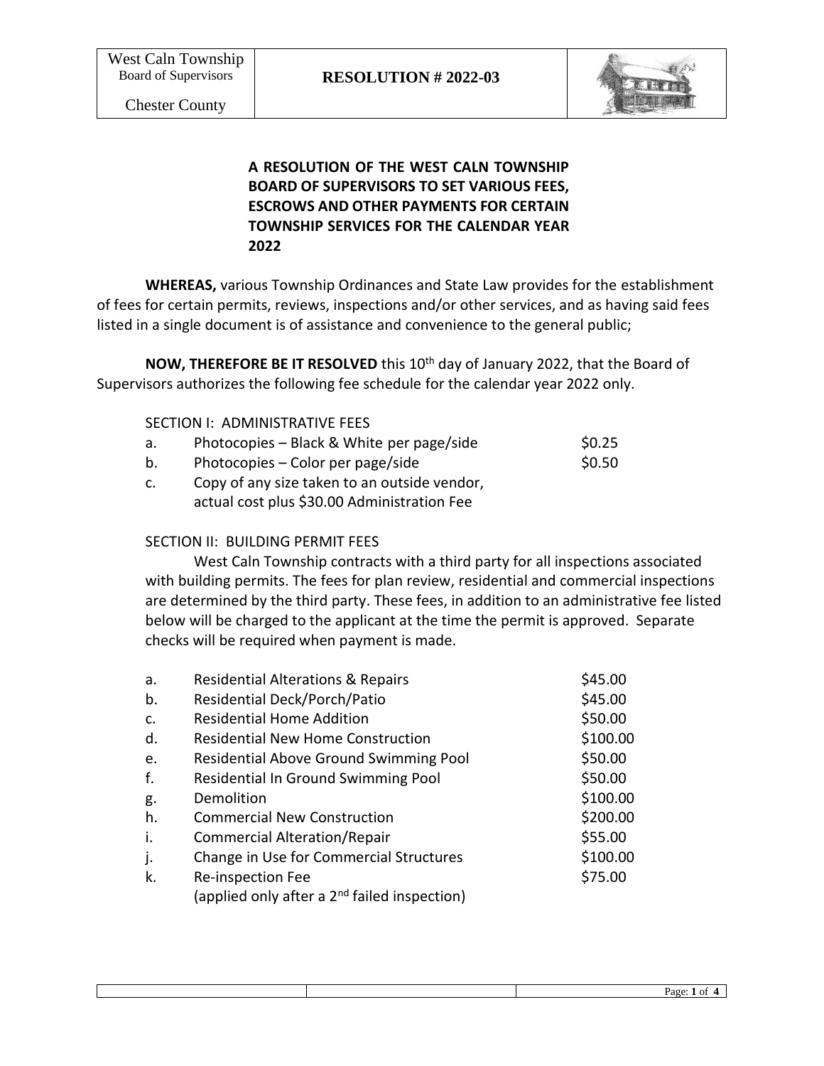West Caln Township
Board of Supervisors
Chester County

**RESOLUTION # 2022-03**

**A RESOLUTION OF THE WEST CALN TOWNSHIP BOARD OF SUPERVISORS TO SET VARIOUS FEES, ESCROWS AND OTHER PAYMENTS FOR CERTAIN TOWNSHIP SERVICES FOR THE CALENDAR YEAR 2022**

**WHEREAS,** various Township Ordinances and State Law provides for the establishment of fees for certain permits, reviews, inspections and/or other services, and as having said fees listed in a single document is of assistance and convenience to the general public;

**NOW, THEREFORE BE IT RESOLVED** this 10th day of January 2022, that the Board of Supervisors authorizes the following fee schedule for the calendar year 2022 only.

SECTION I: ADMINISTRATIVE FEES

| | | |
|---|---|---|
| a. | Photocopies – Black & White per page/side | $0.25 |
| b. | Photocopies – Color per page/side | $0.50 |
| c. | Copy of any size taken to an outside vendor, actual cost plus $30.00 Administration Fee | |

SECTION II: BUILDING PERMIT FEES

West Caln Township contracts with a third party for all inspections associated with building permits. The fees for plan review, residential and commercial inspections are determined by the third party. These fees, in addition to an administrative fee listed below will be charged to the applicant at the time the permit is approved. Separate checks will be required when payment is made.

| | | |
|---|---|---|
| a. | Residential Alterations & Repairs | $45.00 |
| b. | Residential Deck/Porch/Patio | $45.00 |
| c. | Residential Home Addition | $50.00 |
| d. | Residential New Home Construction | $100.00 |
| e. | Residential Above Ground Swimming Pool | $50.00 |
| f. | Residential In Ground Swimming Pool | $50.00 |
| g. | Demolition | $100.00 |
| h. | Commercial New Construction | $200.00 |
| i. | Commercial Alteration/Repair | $55.00 |
| j. | Change in Use for Commercial Structures | $100.00 |
| k. | Re-inspection Fee (applied only after a 2nd failed inspection) | $75.00 |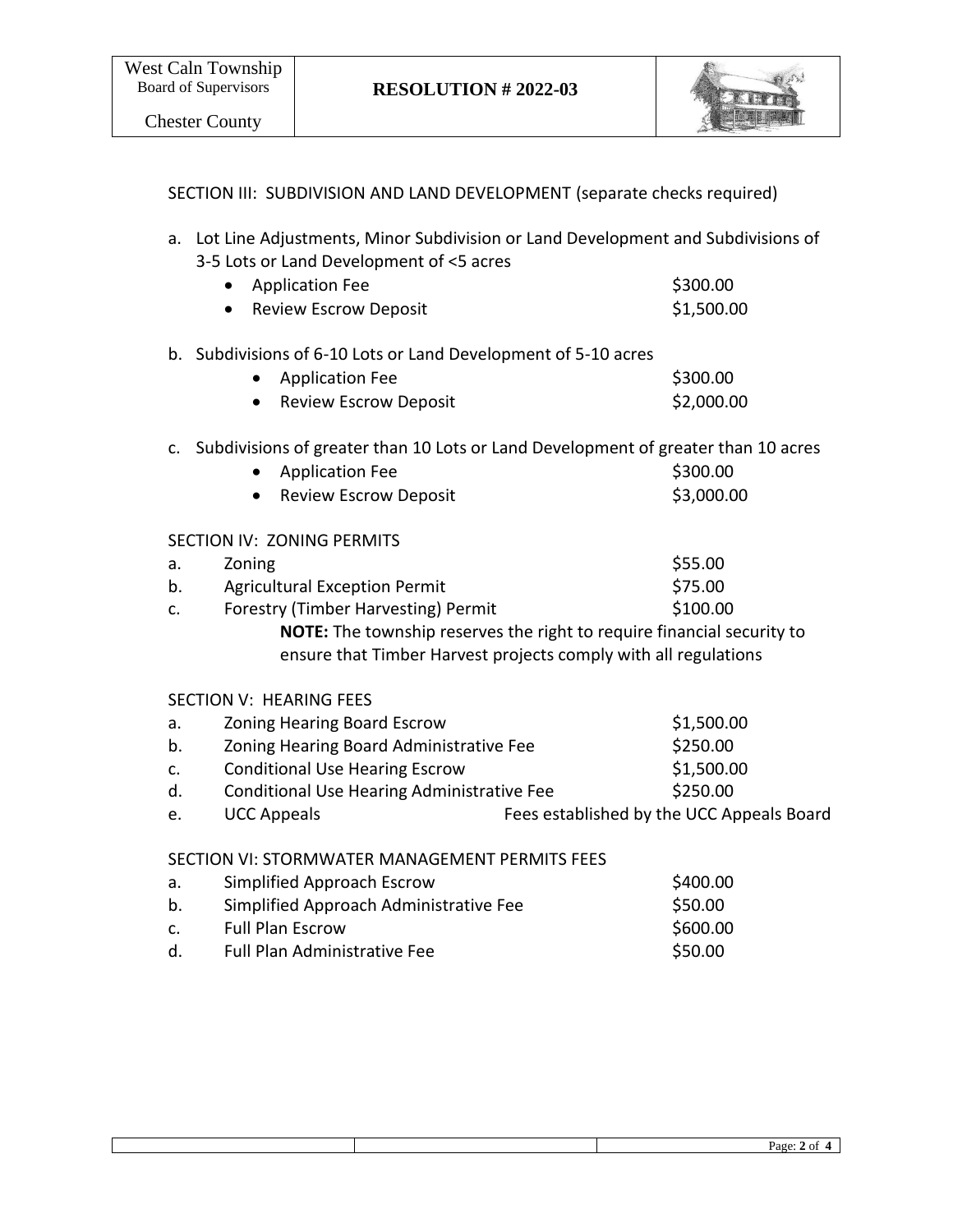SECTION III: SUBDIVISION AND LAND DEVELOPMENT (separate checks required)

a. Lot Line Adjustments, Minor Subdivision or Land Development and Subdivisions of 3-5 Lots or Land Development of <5 acres
   - Application Fee — $300.00
   - Review Escrow Deposit — $1,500.00

b. Subdivisions of 6-10 Lots or Land Development of 5-10 acres
   - Application Fee — $300.00
   - Review Escrow Deposit — $2,000.00

c. Subdivisions of greater than 10 Lots or Land Development of greater than 10 acres
   - Application Fee — $300.00
   - Review Escrow Deposit — $3,000.00

SECTION IV: ZONING PERMITS

| | | |
|---|---|---|
| a. | Zoning | $55.00 |
| b. | Agricultural Exception Permit | $75.00 |
| c. | Forestry (Timber Harvesting) Permit | $100.00 |

**NOTE:** The township reserves the right to require financial security to ensure that Timber Harvest projects comply with all regulations

SECTION V: HEARING FEES

| | | |
|---|---|---|
| a. | Zoning Hearing Board Escrow | $1,500.00 |
| b. | Zoning Hearing Board Administrative Fee | $250.00 |
| c. | Conditional Use Hearing Escrow | $1,500.00 |
| d. | Conditional Use Hearing Administrative Fee | $250.00 |
| e. | UCC Appeals | Fees established by the UCC Appeals Board |

SECTION VI: STORMWATER MANAGEMENT PERMITS FEES

| | | |
|---|---|---|
| a. | Simplified Approach Escrow | $400.00 |
| b. | Simplified Approach Administrative Fee | $50.00 |
| c. | Full Plan Escrow | $600.00 |
| d. | Full Plan Administrative Fee | $50.00 |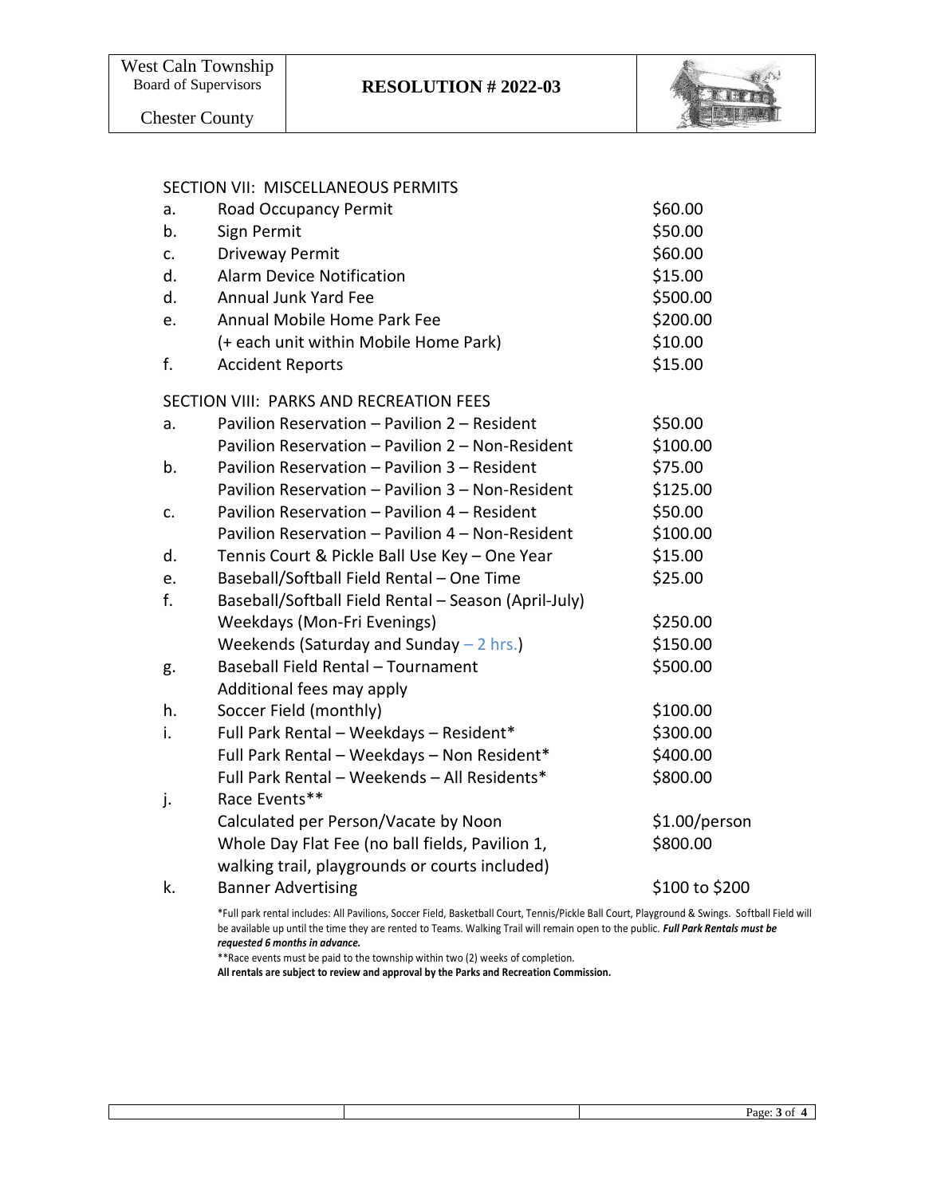## SECTION VII: MISCELLANEOUS PERMITS

| | | |
|---|---|---|
| a. | Road Occupancy Permit | $60.00 |
| b. | Sign Permit | $50.00 |
| c. | Driveway Permit | $60.00 |
| d. | Alarm Device Notification | $15.00 |
| d. | Annual Junk Yard Fee | $500.00 |
| e. | Annual Mobile Home Park Fee | $200.00 |
| | (+ each unit within Mobile Home Park) | $10.00 |
| f. | Accident Reports | $15.00 |

## SECTION VIII: PARKS AND RECREATION FEES

| | | |
|---|---|---|
| a. | Pavilion Reservation – Pavilion 2 – Resident | $50.00 |
| | Pavilion Reservation – Pavilion 2 – Non-Resident | $100.00 |
| b. | Pavilion Reservation – Pavilion 3 – Resident | $75.00 |
| | Pavilion Reservation – Pavilion 3 – Non-Resident | $125.00 |
| c. | Pavilion Reservation – Pavilion 4 – Resident | $50.00 |
| | Pavilion Reservation – Pavilion 4 – Non-Resident | $100.00 |
| d. | Tennis Court & Pickle Ball Use Key – One Year | $15.00 |
| e. | Baseball/Softball Field Rental – One Time | $25.00 |
| f. | Baseball/Softball Field Rental – Season (April-July) | |
| | Weekdays (Mon-Fri Evenings) | $250.00 |
| | Weekends (Saturday and Sunday – 2 hrs.) | $150.00 |
| g. | Baseball Field Rental – Tournament | $500.00 |
| | Additional fees may apply | |
| h. | Soccer Field (monthly) | $100.00 |
| i. | Full Park Rental – Weekdays – Resident* | $300.00 |
| | Full Park Rental – Weekdays – Non Resident* | $400.00 |
| | Full Park Rental – Weekends – All Residents* | $800.00 |
| j. | Race Events** | |
| | Calculated per Person/Vacate by Noon | $1.00/person |
| | Whole Day Flat Fee (no ball fields, Pavilion 1, walking trail, playgrounds or courts included) | $800.00 |
| k. | Banner Advertising | $100 to $200 |

*Full park rental includes: All Pavilions, Soccer Field, Basketball Court, Tennis/Pickle Ball Court, Playground & Swings. Softball Field will be available up until the time they are rented to Teams. Walking Trail will remain open to the public. ***Full Park Rentals must be requested 6 months in advance.***

**Race events must be paid to the township within two (2) weeks of completion.

**All rentals are subject to review and approval by the Parks and Recreation Commission.**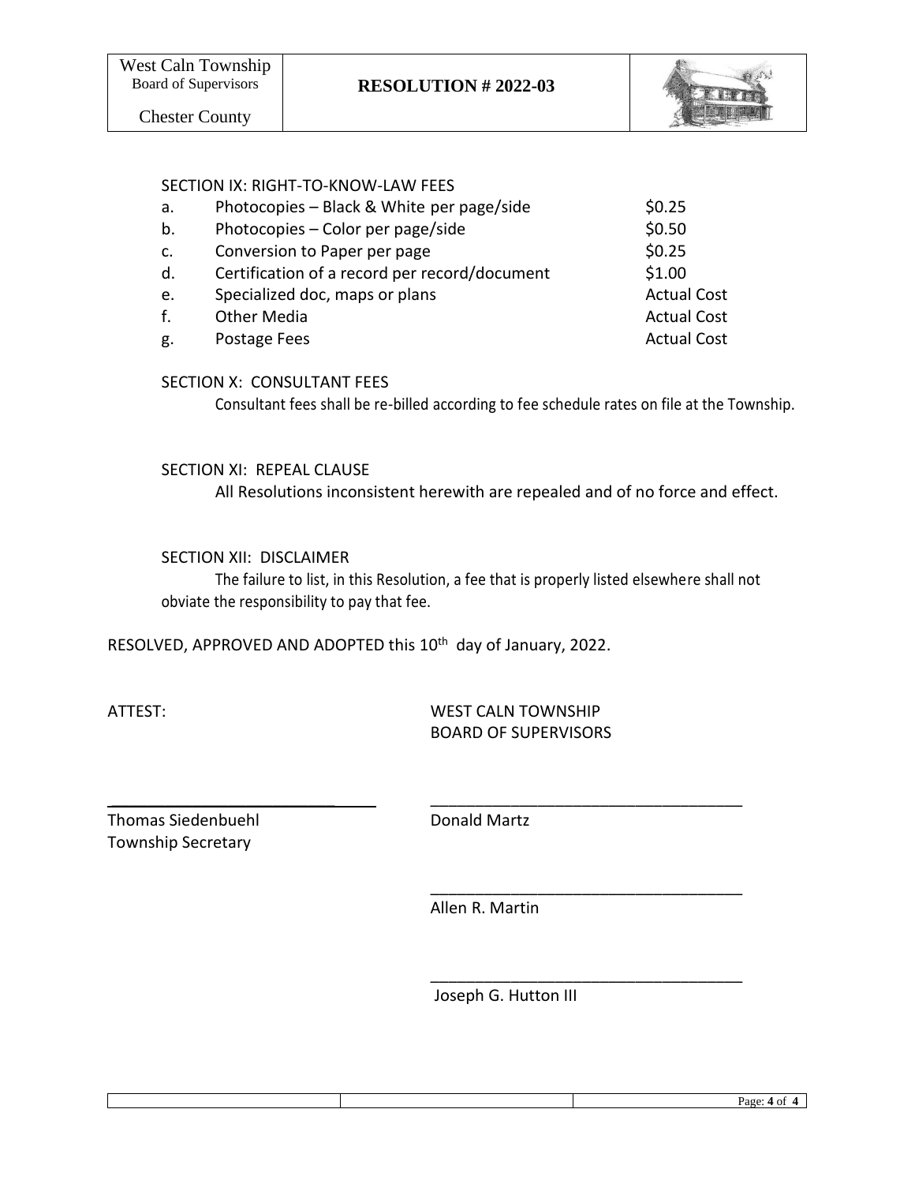SECTION IX: RIGHT-TO-KNOW-LAW FEES

| | | |
|---|---|---|
| a. | Photocopies – Black & White per page/side | $0.25 |
| b. | Photocopies – Color per page/side | $0.50 |
| c. | Conversion to Paper per page | $0.25 |
| d. | Certification of a record per record/document | $1.00 |
| e. | Specialized doc, maps or plans | Actual Cost |
| f. | Other Media | Actual Cost |
| g. | Postage Fees | Actual Cost |

SECTION X: CONSULTANT FEES

Consultant fees shall be re-billed according to fee schedule rates on file at the Township.

SECTION XI: REPEAL CLAUSE

All Resolutions inconsistent herewith are repealed and of no force and effect.

SECTION XII: DISCLAIMER

The failure to list, in this Resolution, a fee that is properly listed elsewhere shall not obviate the responsibility to pay that fee.

RESOLVED, APPROVED AND ADOPTED this 10th day of January, 2022.

ATTEST:

WEST CALN TOWNSHIP
BOARD OF SUPERVISORS

\_\_\_\_\_\_\_\_\_\_\_\_\_\_\_\_\_\_\_\_\_\_\_\_\_\_\_\_\_\_
Thomas Siedenbuehl
Township Secretary

\_\_\_\_\_\_\_\_\_\_\_\_\_\_\_\_\_\_\_\_\_\_\_\_\_\_\_\_\_\_
Donald Martz

\_\_\_\_\_\_\_\_\_\_\_\_\_\_\_\_\_\_\_\_\_\_\_\_\_\_\_\_\_\_
Allen R. Martin

\_\_\_\_\_\_\_\_\_\_\_\_\_\_\_\_\_\_\_\_\_\_\_\_\_\_\_\_\_\_
Joseph G. Hutton III